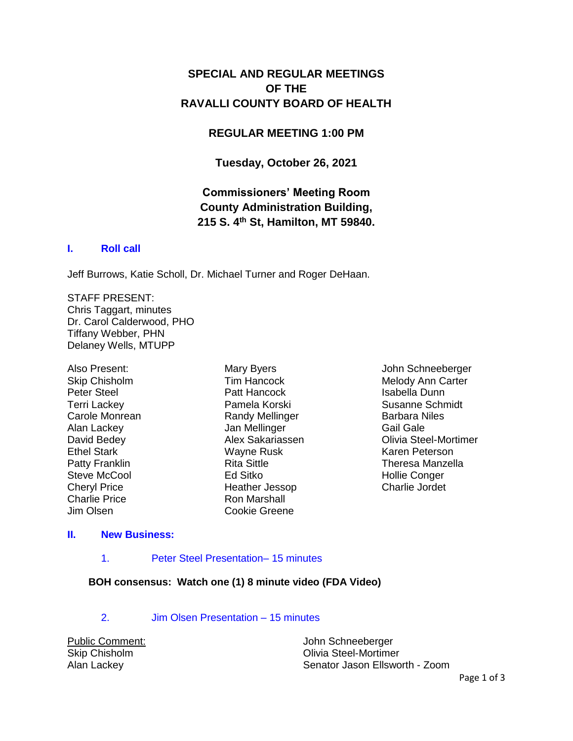# SPECIAL AND REGULAR MEETINGS OF THE RAVALLI COUNTY BOARD OF HEALTH

## REGULAR MEETING 1:00 PM

### Tuesday, October 26, 2021

### Commissioners' Meeting Room
### County Administration Building,
### 215 S. 4th St, Hamilton, MT 59840.

## I. Roll call

Jeff Burrows, Katie Scholl, Dr. Michael Turner and Roger DeHaan.

STAFF PRESENT:
Chris Taggart, minutes
Dr. Carol Calderwood, PHO
Tiffany Webber, PHN
Delaney Wells, MTUPP

Also Present:
Skip Chisholm
Peter Steel
Terri Lackey
Carole Monrean
Alan Lackey
David Bedey
Ethel Stark
Patty Franklin
Steve McCool
Cheryl Price
Charlie Price
Jim Olsen
Mary Byers
Tim Hancock
Patt Hancock
Pamela Korski
Randy Mellinger
Jan Mellinger
Alex Sakariassen
Wayne Rusk
Rita Sittle
Ed Sitko
Heather Jessop
Ron Marshall
Cookie Greene
John Schneeberger
Melody Ann Carter
Isabella Dunn
Susanne Schmidt
Barbara Niles
Gail Gale
Olivia Steel-Mortimer
Karen Peterson
Theresa Manzella
Hollie Conger
Charlie Jordet

## II. New Business:

1. Peter Steel Presentation– 15 minutes

**BOH consensus: Watch one (1) 8 minute video (FDA Video)**

2. Jim Olsen Presentation – 15 minutes

Public Comment:
Skip Chisholm
Alan Lackey
John Schneeberger
Olivia Steel-Mortimer
Senator Jason Ellsworth - Zoom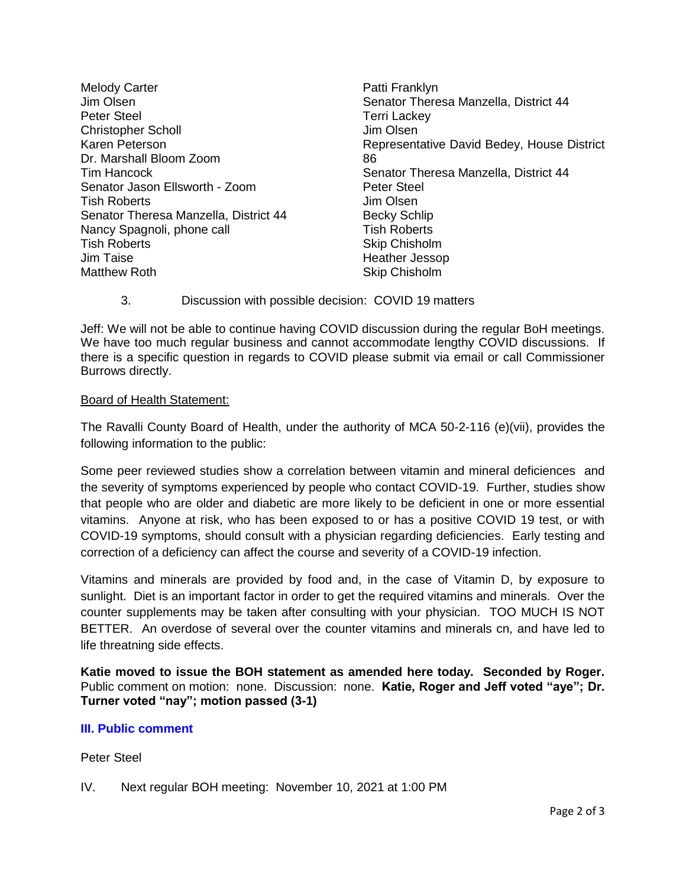Melody Carter
Jim Olsen
Peter Steel
Christopher Scholl
Karen Peterson
Dr. Marshall Bloom Zoom
Tim Hancock
Senator Jason Ellsworth - Zoom
Tish Roberts
Senator Theresa Manzella, District 44
Nancy Spagnoli, phone call
Tish Roberts
Jim Taise
Matthew Roth
Patti Franklyn
Senator Theresa Manzella, District 44
Terri Lackey
Jim Olsen
Representative David Bedey, House District 86
Senator Theresa Manzella, District 44
Peter Steel
Jim Olsen
Becky Schlip
Tish Roberts
Skip Chisholm
Heather Jessop
Skip Chisholm

3. Discussion with possible decision: COVID 19 matters

Jeff: We will not be able to continue having COVID discussion during the regular BoH meetings. We have too much regular business and cannot accommodate lengthy COVID discussions. If there is a specific question in regards to COVID please submit via email or call Commissioner Burrows directly.

Board of Health Statement:

The Ravalli County Board of Health, under the authority of MCA 50-2-116 (e)(vii), provides the following information to the public:

Some peer reviewed studies show a correlation between vitamin and mineral deficiences and the severity of symptoms experienced by people who contact COVID-19. Further, studies show that people who are older and diabetic are more likely to be deficient in one or more essential vitamins. Anyone at risk, who has been exposed to or has a positive COVID 19 test, or with COVID-19 symptoms, should consult with a physician regarding deficiencies. Early testing and correction of a deficiency can affect the course and severity of a COVID-19 infection.

Vitamins and minerals are provided by food and, in the case of Vitamin D, by exposure to sunlight. Diet is an important factor in order to get the required vitamins and minerals. Over the counter supplements may be taken after consulting with your physician. TOO MUCH IS NOT BETTER. An overdose of several over the counter vitamins and minerals cn, and have led to life threatning side effects.

**Katie moved to issue the BOH statement as amended here today. Seconded by Roger.** Public comment on motion: none. Discussion: none. **Katie, Roger and Jeff voted "aye"; Dr. Turner voted "nay"; motion passed (3-1)**

## III. Public comment

Peter Steel

IV. Next regular BOH meeting: November 10, 2021 at 1:00 PM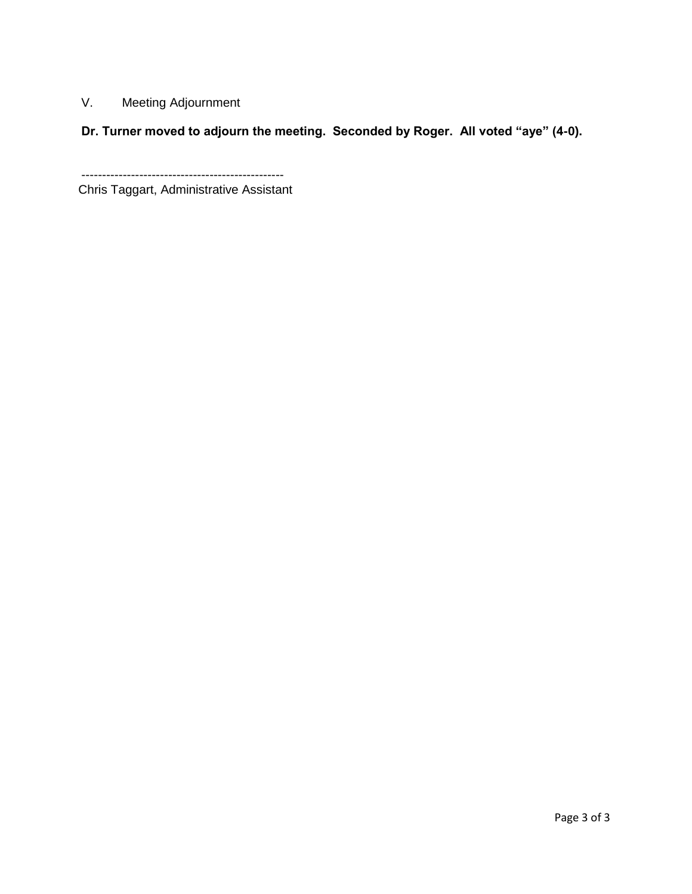V. Meeting Adjournment

**Dr. Turner moved to adjourn the meeting. Seconded by Roger. All voted “aye” (4-0).**

--------------------------------------------------

Chris Taggart, Administrative Assistant